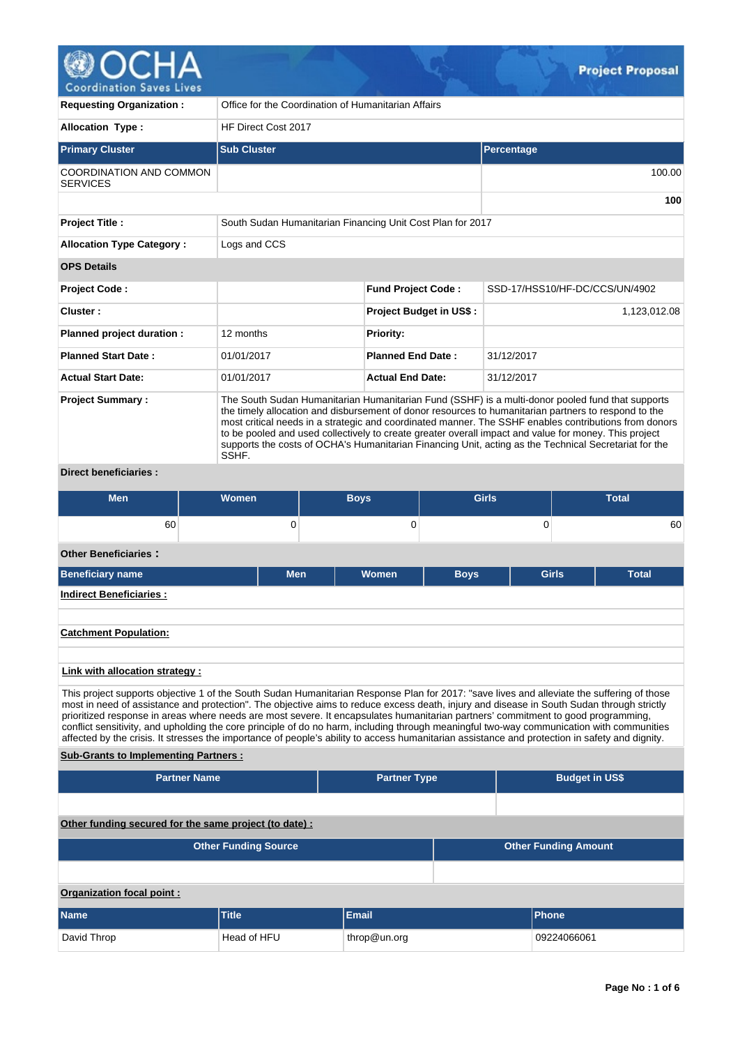# OCHA Coordination Saves Lives — Project Proposal

| | |
|---|---|
| **Requesting Organization :** | Office for the Coordination of Humanitarian Affairs |
| **Allocation Type :** | HF Direct Cost 2017 |

| Primary Cluster | Sub Cluster | Percentage |
|---|---|---|
| COORDINATION AND COMMON SERVICES | | 100.00 |
| | | **100** |

| | |
|---|---|
| **Project Title :** | South Sudan Humanitarian Financing Unit Cost Plan for 2017 |
| **Allocation Type Category :** | Logs and CCS |

**OPS Details**

| | | | |
|---|---|---|---|
| **Project Code :** | | **Fund Project Code :** | SSD-17/HSS10/HF-DC/CCS/UN/4902 |
| **Cluster :** | | **Project Budget in US$ :** | 1,123,012.08 |
| **Planned project duration :** | 12 months | **Priority:** | |
| **Planned Start Date :** | 01/01/2017 | **Planned End Date :** | 31/12/2017 |
| **Actual Start Date:** | 01/01/2017 | **Actual End Date:** | 31/12/2017 |

**Project Summary :** The South Sudan Humanitarian Humanitarian Fund (SSHF) is a multi-donor pooled fund that supports the timely allocation and disbursement of donor resources to humanitarian partners to respond to the most critical needs in a strategic and coordinated manner. The SSHF enables contributions from donors to be pooled and used collectively to create greater overall impact and value for money. This project supports the costs of OCHA's Humanitarian Financing Unit, acting as the Technical Secretariat for the SSHF.

**Direct beneficiaries :**

| Men | Women | Boys | Girls | Total |
|---|---|---|---|---|
| 60 | 0 | 0 | 0 | 60 |

**Other Beneficiaries :**

| Beneficiary name | Men | Women | Boys | Girls | Total |
|---|---|---|---|---|---|

**Indirect Beneficiaries :**

**Catchment Population:**

**Link with allocation strategy :**

This project supports objective 1 of the South Sudan Humanitarian Response Plan for 2017: "save lives and alleviate the suffering of those most in need of assistance and protection". The objective aims to reduce excess death, injury and disease in South Sudan through strictly prioritized response in areas where needs are most severe. It encapsulates humanitarian partners' commitment to good programming, conflict sensitivity, and upholding the core principle of do no harm, including through meaningful two-way communication with communities affected by the crisis. It stresses the importance of people's ability to access humanitarian assistance and protection in safety and dignity.

**Sub-Grants to Implementing Partners :**

| Partner Name | Partner Type | Budget in US$ |
|---|---|---|
| | | |

**Other funding secured for the same project (to date) :**

| Other Funding Source | Other Funding Amount |
|---|---|
| | |

**Organization focal point :**

| Name | Title | Email | Phone |
|---|---|---|---|
| David Throp | Head of HFU | throp@un.org | 09224066061 |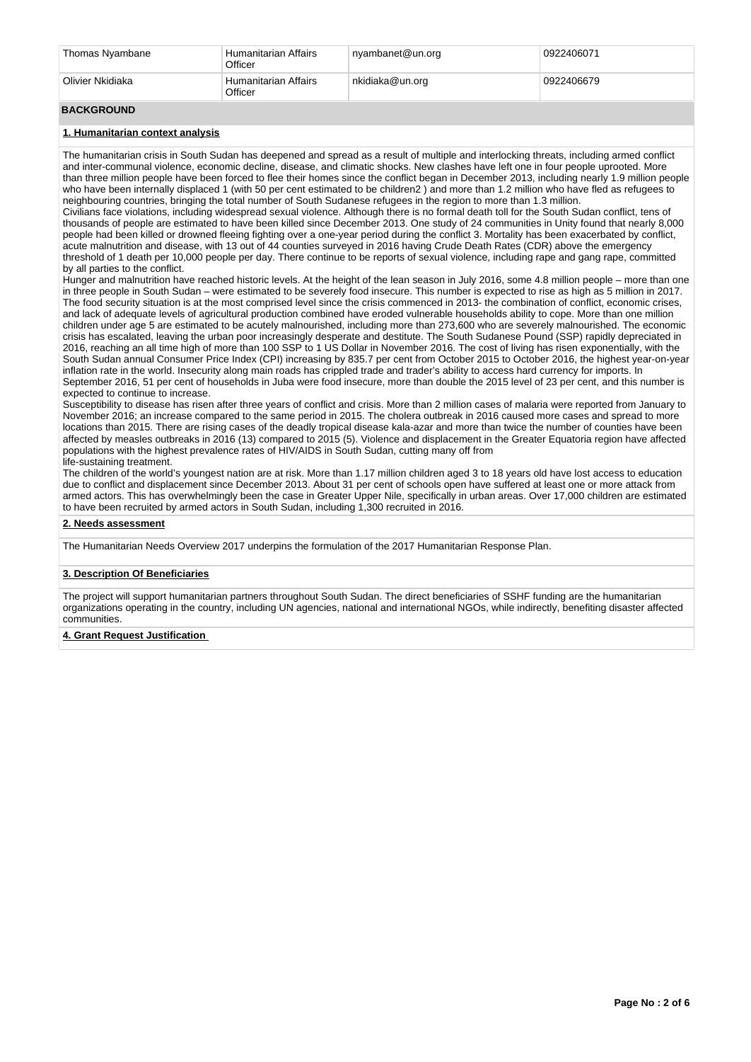| Thomas Nyambane | Humanitarian Affairs Officer | nyambanet@un.org | 0922406071 |
|---|---|---|---|
| Olivier Nkidiaka | Humanitarian Affairs Officer | nkidiaka@un.org | 0922406679 |

## BACKGROUND

### 1. Humanitarian context analysis

The humanitarian crisis in South Sudan has deepened and spread as a result of multiple and interlocking threats, including armed conflict and inter-communal violence, economic decline, disease, and climatic shocks. New clashes have left one in four people uprooted. More than three million people have been forced to flee their homes since the conflict began in December 2013, including nearly 1.9 million people who have been internally displaced 1 (with 50 per cent estimated to be children2 ) and more than 1.2 million who have fled as refugees to neighbouring countries, bringing the total number of South Sudanese refugees in the region to more than 1.3 million.
Civilians face violations, including widespread sexual violence. Although there is no formal death toll for the South Sudan conflict, tens of thousands of people are estimated to have been killed since December 2013. One study of 24 communities in Unity found that nearly 8,000 people had been killed or drowned fleeing fighting over a one-year period during the conflict 3. Mortality has been exacerbated by conflict, acute malnutrition and disease, with 13 out of 44 counties surveyed in 2016 having Crude Death Rates (CDR) above the emergency threshold of 1 death per 10,000 people per day. There continue to be reports of sexual violence, including rape and gang rape, committed by all parties to the conflict.
Hunger and malnutrition have reached historic levels. At the height of the lean season in July 2016, some 4.8 million people – more than one in three people in South Sudan – were estimated to be severely food insecure. This number is expected to rise as high as 5 million in 2017. The food security situation is at the most comprised level since the crisis commenced in 2013- the combination of conflict, economic crises, and lack of adequate levels of agricultural production combined have eroded vulnerable households ability to cope. More than one million children under age 5 are estimated to be acutely malnourished, including more than 273,600 who are severely malnourished. The economic crisis has escalated, leaving the urban poor increasingly desperate and destitute. The South Sudanese Pound (SSP) rapidly depreciated in 2016, reaching an all time high of more than 100 SSP to 1 US Dollar in November 2016. The cost of living has risen exponentially, with the South Sudan annual Consumer Price Index (CPI) increasing by 835.7 per cent from October 2015 to October 2016, the highest year-on-year inflation rate in the world. Insecurity along main roads has crippled trade and trader's ability to access hard currency for imports. In September 2016, 51 per cent of households in Juba were food insecure, more than double the 2015 level of 23 per cent, and this number is expected to continue to increase.
Susceptibility to disease has risen after three years of conflict and crisis. More than 2 million cases of malaria were reported from January to November 2016; an increase compared to the same period in 2015. The cholera outbreak in 2016 caused more cases and spread to more locations than 2015. There are rising cases of the deadly tropical disease kala-azar and more than twice the number of counties have been affected by measles outbreaks in 2016 (13) compared to 2015 (5). Violence and displacement in the Greater Equatoria region have affected populations with the highest prevalence rates of HIV/AIDS in South Sudan, cutting many off from
life-sustaining treatment.
The children of the world's youngest nation are at risk. More than 1.17 million children aged 3 to 18 years old have lost access to education due to conflict and displacement since December 2013. About 31 per cent of schools open have suffered at least one or more attack from armed actors. This has overwhelmingly been the case in Greater Upper Nile, specifically in urban areas. Over 17,000 children are estimated to have been recruited by armed actors in South Sudan, including 1,300 recruited in 2016.

### 2. Needs assessment

The Humanitarian Needs Overview 2017 underpins the formulation of the 2017 Humanitarian Response Plan.

### 3. Description Of Beneficiaries

The project will support humanitarian partners throughout South Sudan. The direct beneficiaries of SSHF funding are the humanitarian organizations operating in the country, including UN agencies, national and international NGOs, while indirectly, benefiting disaster affected communities.

### 4. Grant Request Justification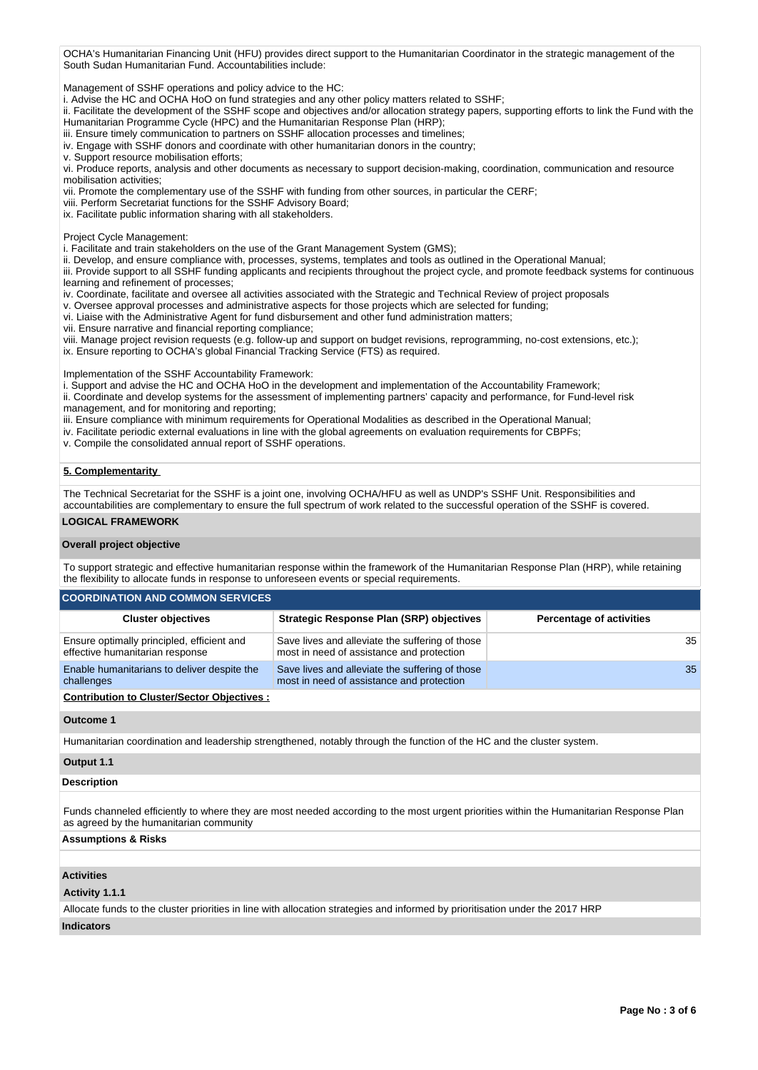OCHA's Humanitarian Financing Unit (HFU) provides direct support to the Humanitarian Coordinator in the strategic management of the South Sudan Humanitarian Fund. Accountabilities include:

Management of SSHF operations and policy advice to the HC:
i. Advise the HC and OCHA HoO on fund strategies and any other policy matters related to SSHF;
ii. Facilitate the development of the SSHF scope and objectives and/or allocation strategy papers, supporting efforts to link the Fund with the Humanitarian Programme Cycle (HPC) and the Humanitarian Response Plan (HRP);
iii. Ensure timely communication to partners on SSHF allocation processes and timelines;
iv. Engage with SSHF donors and coordinate with other humanitarian donors in the country;
v. Support resource mobilisation efforts;
vi. Produce reports, analysis and other documents as necessary to support decision-making, coordination, communication and resource mobilisation activities;
vii. Promote the complementary use of the SSHF with funding from other sources, in particular the CERF;
viii. Perform Secretariat functions for the SSHF Advisory Board;
ix. Facilitate public information sharing with all stakeholders.

Project Cycle Management:
i. Facilitate and train stakeholders on the use of the Grant Management System (GMS);
ii. Develop, and ensure compliance with, processes, systems, templates and tools as outlined in the Operational Manual;
iii. Provide support to all SSHF funding applicants and recipients throughout the project cycle, and promote feedback systems for continuous learning and refinement of processes;
iv. Coordinate, facilitate and oversee all activities associated with the Strategic and Technical Review of project proposals
v. Oversee approval processes and administrative aspects for those projects which are selected for funding;
vi. Liaise with the Administrative Agent for fund disbursement and other fund administration matters;
vii. Ensure narrative and financial reporting compliance;
viii. Manage project revision requests (e.g. follow-up and support on budget revisions, reprogramming, no-cost extensions, etc.);
ix. Ensure reporting to OCHA's global Financial Tracking Service (FTS) as required.

Implementation of the SSHF Accountability Framework:
i. Support and advise the HC and OCHA HoO in the development and implementation of the Accountability Framework;
ii. Coordinate and develop systems for the assessment of implementing partners' capacity and performance, for Fund-level risk management, and for monitoring and reporting;
iii. Ensure compliance with minimum requirements for Operational Modalities as described in the Operational Manual;
iv. Facilitate periodic external evaluations in line with the global agreements on evaluation requirements for CBPFs;
v. Compile the consolidated annual report of SSHF operations.

**5. Complementarity**

The Technical Secretariat for the SSHF is a joint one, involving OCHA/HFU as well as UNDP's SSHF Unit. Responsibilities and accountabilities are complementary to ensure the full spectrum of work related to the successful operation of the SSHF is covered.

## LOGICAL FRAMEWORK

**Overall project objective**

To support strategic and effective humanitarian response within the framework of the Humanitarian Response Plan (HRP), while retaining the flexibility to allocate funds in response to unforeseen events or special requirements.

**COORDINATION AND COMMON SERVICES**

| Cluster objectives | Strategic Response Plan (SRP) objectives | Percentage of activities |
|---|---|---|
| Ensure optimally principled, efficient and effective humanitarian response | Save lives and alleviate the suffering of those most in need of assistance and protection | 35 |
| Enable humanitarians to deliver despite the challenges | Save lives and alleviate the suffering of those most in need of assistance and protection | 35 |

**Contribution to Cluster/Sector Objectives :**

**Outcome 1**

Humanitarian coordination and leadership strengthened, notably through the function of the HC and the cluster system.

**Output 1.1**

**Description**

Funds channeled efficiently to where they are most needed according to the most urgent priorities within the Humanitarian Response Plan as agreed by the humanitarian community

**Assumptions & Risks**

**Activities**

**Activity 1.1.1**

Allocate funds to the cluster priorities in line with allocation strategies and informed by prioritisation under the 2017 HRP

**Indicators**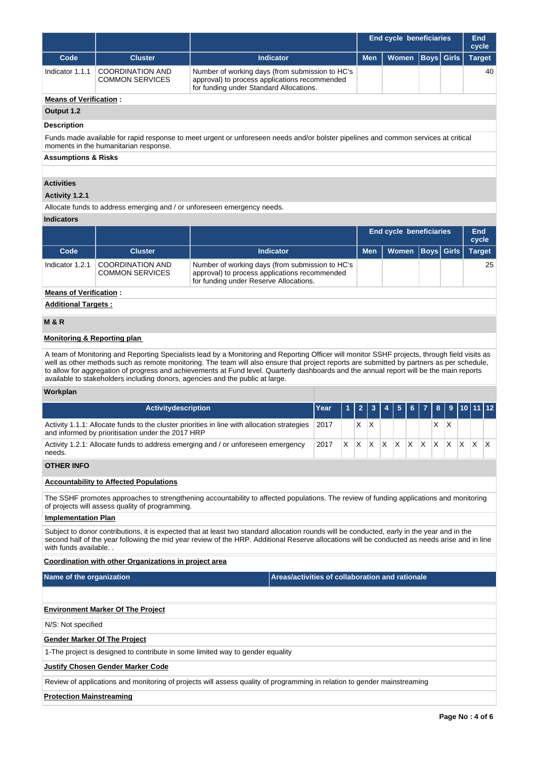| | | | End cycle beneficiaries | | | | End cycle |
|---|---|---|---|---|---|---|---|
| **Code** | **Cluster** | **Indicator** | **Men** | **Women** | **Boys** | **Girls** | **Target** |
| Indicator 1.1.1 | COORDINATION AND COMMON SERVICES | Number of working days (from submission to HC's approval) to process applications recommended for funding under Standard Allocations. | | | | | 40 |

**Means of Verification :**

### Output 1.2

**Description**

Funds made available for rapid response to meet urgent or unforeseen needs and/or bolster pipelines and common services at critical moments in the humanitarian response.

**Assumptions & Risks**

### Activities

**Activity 1.2.1**

Allocate funds to address emerging and / or unforeseen emergency needs.

**Indicators**

| | | | End cycle beneficiaries | | | | End cycle |
|---|---|---|---|---|---|---|---|
| **Code** | **Cluster** | **Indicator** | **Men** | **Women** | **Boys** | **Girls** | **Target** |
| Indicator 1.2.1 | COORDINATION AND COMMON SERVICES | Number of working days (from submission to HC's approval) to process applications recommended for funding under Reserve Allocations. | | | | | 25 |

**Means of Verification :**

**Additional Targets :**

## M & R

**Monitoring & Reporting plan**

A team of Monitoring and Reporting Specialists lead by a Monitoring and Reporting Officer will monitor SSHF projects, through field visits as well as other methods such as remote monitoring. The team will also ensure that project reports are submitted by partners as per schedule, to allow for aggregation of progress and achievements at Fund level. Quarterly dashboards and the annual report will be the main reports available to stakeholders including donors, agencies and the public at large.

**Workplan**

| Activitydescription | Year | 1 | 2 | 3 | 4 | 5 | 6 | 7 | 8 | 9 | 10 | 11 | 12 |
|---|---|---|---|---|---|---|---|---|---|---|---|---|---|
| Activity 1.1.1: Allocate funds to the cluster priorities in line with allocation strategies and informed by prioritisation under the 2017 HRP | 2017 | | X | X | | | | | X | X | | | |
| Activity 1.2.1: Allocate funds to address emerging and / or unforeseen emergency needs. | 2017 | X | X | X | X | X | X | X | X | X | X | X | X |

## OTHER INFO

**Accountability to Affected Populations**

The SSHF promotes approaches to strengthening accountability to affected populations. The review of funding applications and monitoring of projects will assess quality of programming.

**Implementation Plan**

Subject to donor contributions, it is expected that at least two standard allocation rounds will be conducted, early in the year and in the second half of the year following the mid year review of the HRP. Additional Reserve allocations will be conducted as needs arise and in line with funds available. .

**Coordination with other Organizations in project area**

| Name of the organization | Areas/activities of collaboration and rationale |
|---|---|
| | |

**Environment Marker Of The Project**

N/S: Not specified

**Gender Marker Of The Project**

1-The project is designed to contribute in some limited way to gender equality

**Justify Chosen Gender Marker Code**

Review of applications and monitoring of projects will assess quality of programming in relation to gender mainstreaming

**Protection Mainstreaming**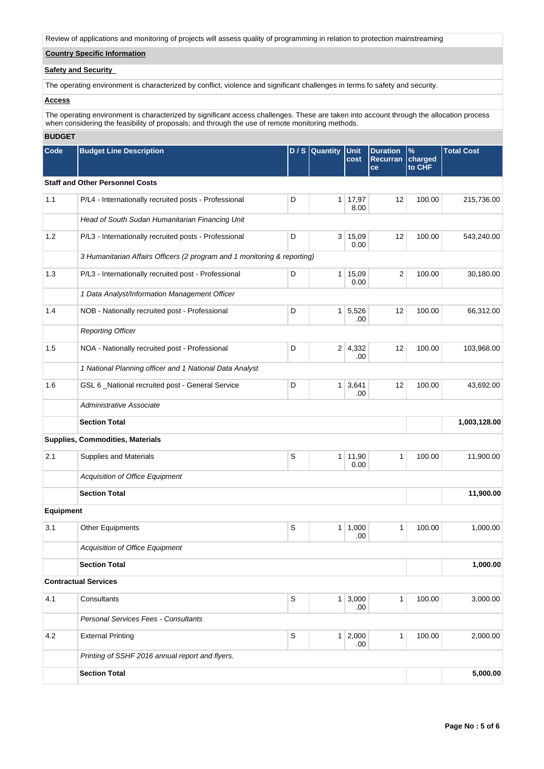Review of applications and monitoring of projects will assess quality of programming in relation to protection mainstreaming

**Country Specific Information**

**Safety and Security**

The operating environment is characterized by conflict, violence and significant challenges in terms fo safety and security.

**Access**

The operating environment is characterized by significant access challenges. These are taken into account through the allocation process when considering the feasibility of proposals; and through the use of remote monitoring methods.

**BUDGET**

| Code | Budget Line Description | D / S | Quantity | Unit cost | Duration Recurrance | % charged to CHF | Total Cost |
|---|---|---|---|---|---|---|---|
| **Staff and Other Personnel Costs** | | | | | | | |
| 1.1 | P/L4 - Internationally recruited posts - Professional | D | 1 | 17,978.00 | 12 | 100.00 | 215,736.00 |
| | *Head of South Sudan Humanitarian Financing Unit* | | | | | | |
| 1.2 | P/L3 - Internationally recruited posts - Professional | D | 3 | 15,090.00 | 12 | 100.00 | 543,240.00 |
| | *3 Humanitarian Affairs Officers (2 program and 1 monitoring & reporting)* | | | | | | |
| 1.3 | P/L3 - Internationally recruited post - Professional | D | 1 | 15,090.00 | 2 | 100.00 | 30,180.00 |
| | *1 Data Analyst/Information Management Officer* | | | | | | |
| 1.4 | NOB - Nationally recruited post - Professional | D | 1 | 5,526.00 | 12 | 100.00 | 66,312.00 |
| | *Reporting Officer* | | | | | | |
| 1.5 | NOA - Nationally recruited post - Professional | D | 2 | 4,332.00 | 12 | 100.00 | 103,968.00 |
| | *1 National Planning officer and 1 National Data Analyst* | | | | | | |
| 1.6 | GSL 6 _National recruited post - General Service | D | 1 | 3,641.00 | 12 | 100.00 | 43,692.00 |
| | *Administrative Associate* | | | | | | |
| | **Section Total** | | | | | | **1,003,128.00** |
| **Supplies, Commodities, Materials** | | | | | | | |
| 2.1 | Supplies and Materials | S | 1 | 11,900.00 | 1 | 100.00 | 11,900.00 |
| | *Acquisition of Office Equipment* | | | | | | |
| | **Section Total** | | | | | | **11,900.00** |
| **Equipment** | | | | | | | |
| 3.1 | Other Equipments | S | 1 | 1,000.00 | 1 | 100.00 | 1,000.00 |
| | *Acquisition of Office Equipment* | | | | | | |
| | **Section Total** | | | | | | **1,000.00** |
| **Contractual Services** | | | | | | | |
| 4.1 | Consultants | S | 1 | 3,000.00 | 1 | 100.00 | 3,000.00 |
| | *Personal Services Fees - Consultants* | | | | | | |
| 4.2 | External Printing | S | 1 | 2,000.00 | 1 | 100.00 | 2,000.00 |
| | *Printing of SSHF 2016 annual report and flyers.* | | | | | | |
| | **Section Total** | | | | | | **5,000.00** |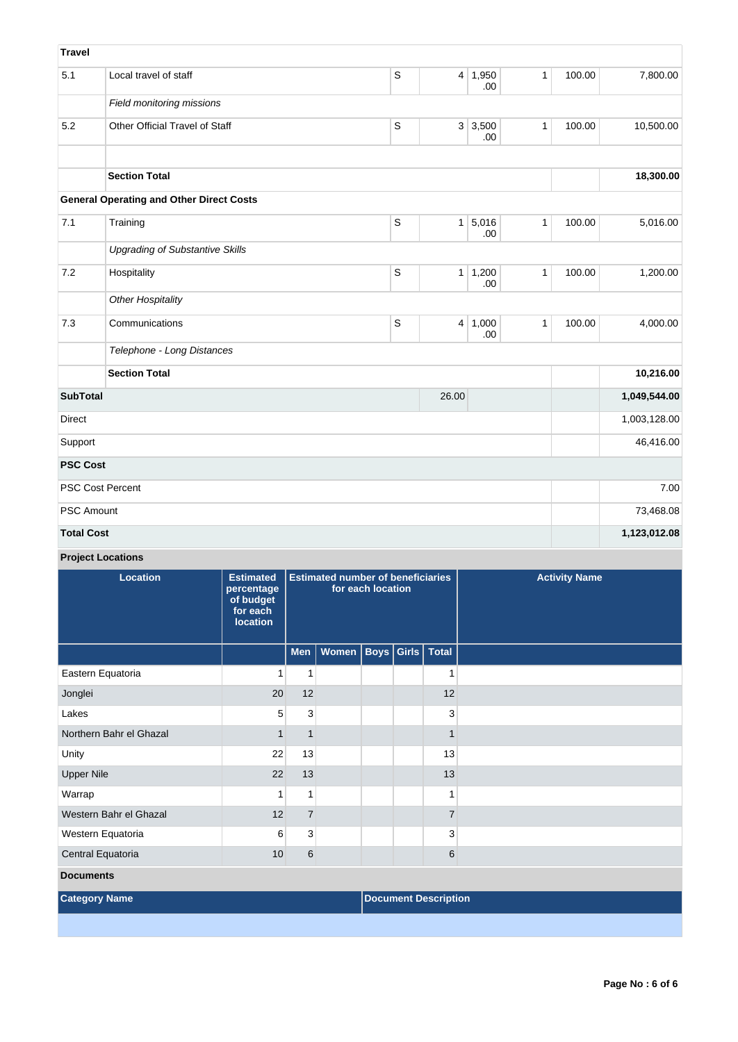| | | | | | | | |
|---|---|---|---|---|---|---|---|
| **Travel** | | | | | | | |
| 5.1 | Local travel of staff | S | 4 | 1,950.00 | 1 | 100.00 | 7,800.00 |
| | *Field monitoring missions* | | | | | | |
| 5.2 | Other Official Travel of Staff | S | 3 | 3,500.00 | 1 | 100.00 | 10,500.00 |
| | | | | | | | |
| | **Section Total** | | | | | | **18,300.00** |
| **General Operating and Other Direct Costs** | | | | | | | |
| 7.1 | Training | S | 1 | 5,016.00 | 1 | 100.00 | 5,016.00 |
| | *Upgrading of Substantive Skills* | | | | | | |
| 7.2 | Hospitality | S | 1 | 1,200.00 | 1 | 100.00 | 1,200.00 |
| | *Other Hospitality* | | | | | | |
| 7.3 | Communications | S | 4 | 1,000.00 | 1 | 100.00 | 4,000.00 |
| | *Telephone - Long Distances* | | | | | | |
| | **Section Total** | | | | | | **10,216.00** |
| **SubTotal** | | | 26.00 | | | | **1,049,544.00** |
| Direct | | | | | | | 1,003,128.00 |
| Support | | | | | | | 46,416.00 |
| **PSC Cost** | | | | | | | |
| PSC Cost Percent | | | | | | | 7.00 |
| PSC Amount | | | | | | | 73,468.08 |
| **Total Cost** | | | | | | | **1,123,012.08** |

**Project Locations**

| Location | Estimated percentage of budget for each location | Estimated number of beneficiaries for each location | | | | | Activity Name |
|---|---|---|---|---|---|---|---|
| | | Men | Women | Boys | Girls | Total | |
| Eastern Equatoria | 1 | 1 | | | | 1 | |
| Jonglei | 20 | 12 | | | | 12 | |
| Lakes | 5 | 3 | | | | 3 | |
| Northern Bahr el Ghazal | 1 | 1 | | | | 1 | |
| Unity | 22 | 13 | | | | 13 | |
| Upper Nile | 22 | 13 | | | | 13 | |
| Warrap | 1 | 1 | | | | 1 | |
| Western Bahr el Ghazal | 12 | 7 | | | | 7 | |
| Western Equatoria | 6 | 3 | | | | 3 | |
| Central Equatoria | 10 | 6 | | | | 6 | |

**Documents**

| Category Name | Document Description |
|---|---|
| | |